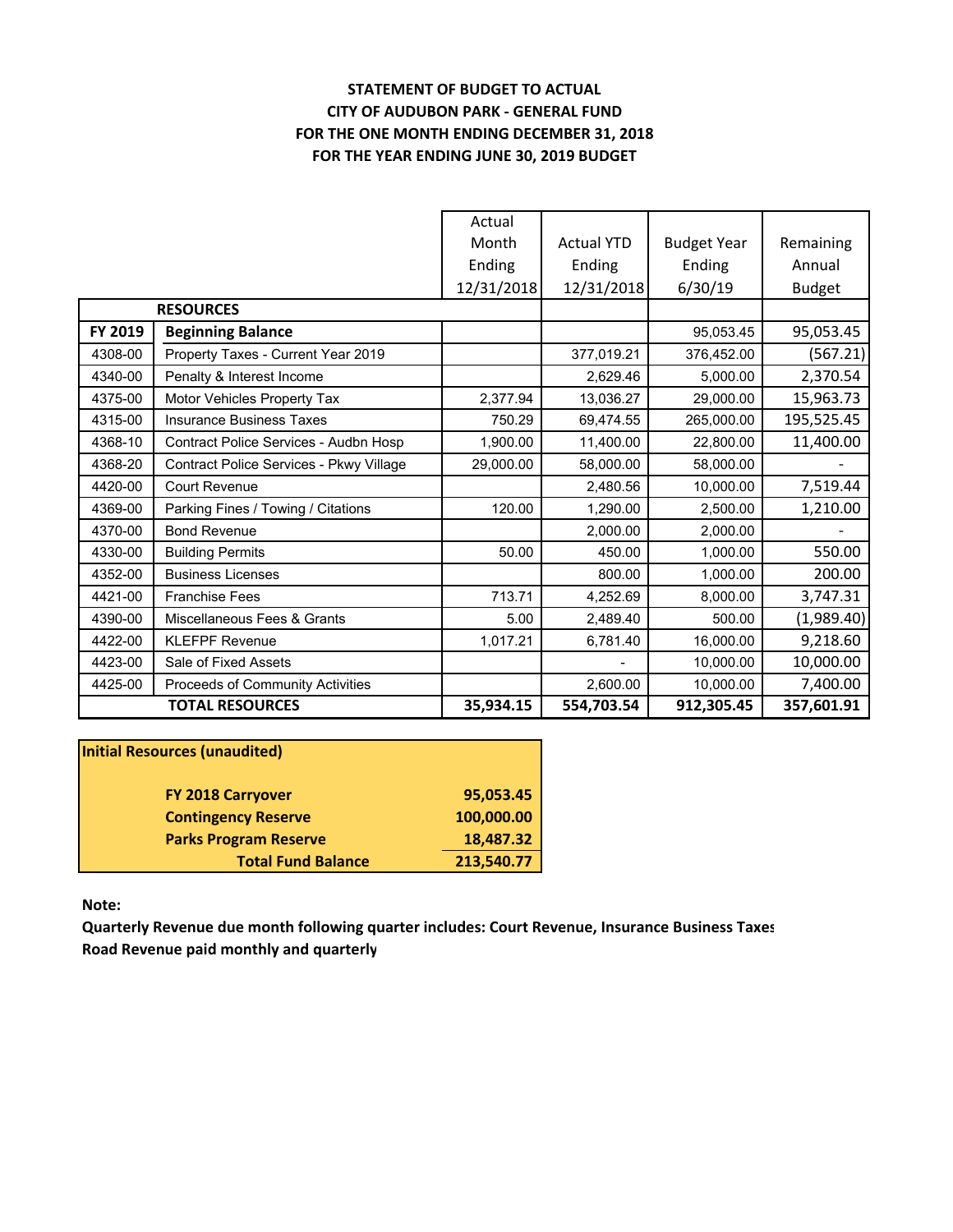**STATEMENT OF BUDGET TO ACTUAL**
**CITY OF AUDUBON PARK - GENERAL FUND**
**FOR THE ONE MONTH ENDING DECEMBER 31, 2018**
**FOR THE YEAR ENDING JUNE 30, 2019 BUDGET**

| | | Actual Month Ending 12/31/2018 | Actual YTD Ending 12/31/2018 | Budget Year Ending 6/30/19 | Remaining Annual Budget |
|---|---|---|---|---|---|
| | **RESOURCES** | | | | |
| **FY 2019** | **Beginning Balance** | | | 95,053.45 | 95,053.45 |
| 4308-00 | Property Taxes - Current Year 2019 | | 377,019.21 | 376,452.00 | (567.21) |
| 4340-00 | Penalty & Interest Income | | 2,629.46 | 5,000.00 | 2,370.54 |
| 4375-00 | Motor Vehicles Property Tax | 2,377.94 | 13,036.27 | 29,000.00 | 15,963.73 |
| 4315-00 | Insurance Business Taxes | 750.29 | 69,474.55 | 265,000.00 | 195,525.45 |
| 4368-10 | Contract Police Services - Audbn Hosp | 1,900.00 | 11,400.00 | 22,800.00 | 11,400.00 |
| 4368-20 | Contract Police Services - Pkwy Village | 29,000.00 | 58,000.00 | 58,000.00 | - |
| 4420-00 | Court Revenue | | 2,480.56 | 10,000.00 | 7,519.44 |
| 4369-00 | Parking Fines / Towing / Citations | 120.00 | 1,290.00 | 2,500.00 | 1,210.00 |
| 4370-00 | Bond Revenue | | 2,000.00 | 2,000.00 | - |
| 4330-00 | Building Permits | 50.00 | 450.00 | 1,000.00 | 550.00 |
| 4352-00 | Business Licenses | | 800.00 | 1,000.00 | 200.00 |
| 4421-00 | Franchise Fees | 713.71 | 4,252.69 | 8,000.00 | 3,747.31 |
| 4390-00 | Miscellaneous Fees & Grants | 5.00 | 2,489.40 | 500.00 | (1,989.40) |
| 4422-00 | KLEFPF Revenue | 1,017.21 | 6,781.40 | 16,000.00 | 9,218.60 |
| 4423-00 | Sale of Fixed Assets | | - | 10,000.00 | 10,000.00 |
| 4425-00 | Proceeds of Community Activities | | 2,600.00 | 10,000.00 | 7,400.00 |
| | **TOTAL RESOURCES** | **35,934.15** | **554,703.54** | **912,305.45** | **357,601.91** |

| **Initial Resources (unaudited)** | |
|---|---|
| **FY 2018 Carryover** | **95,053.45** |
| **Contingency Reserve** | **100,000.00** |
| **Parks Program Reserve** | **18,487.32** |
| **Total Fund Balance** | **213,540.77** |

**Note:**

**Quarterly Revenue due month following quarter includes: Court Revenue, Insurance Business Taxes**

**Road Revenue paid monthly and quarterly**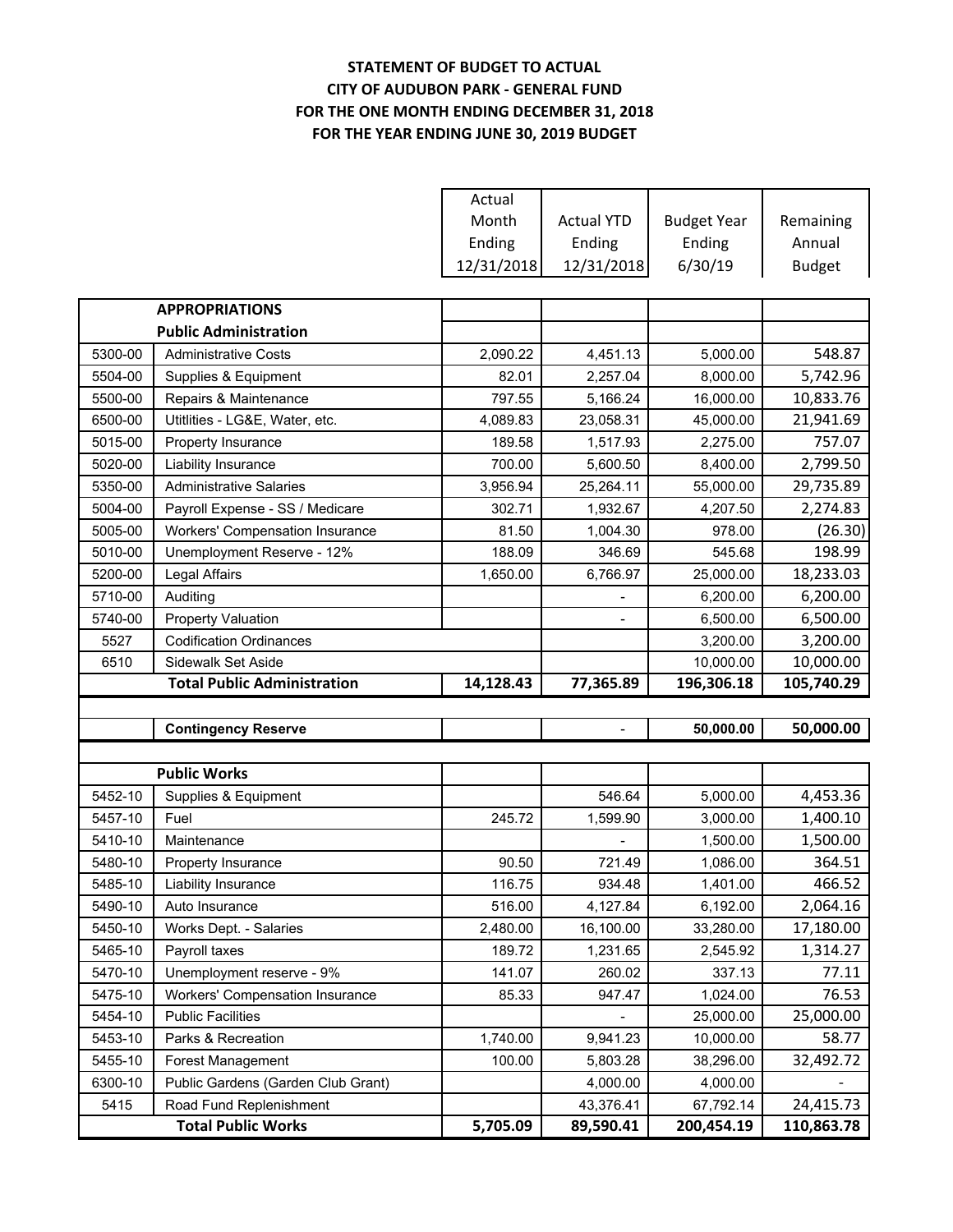**STATEMENT OF BUDGET TO ACTUAL**
**CITY OF AUDUBON PARK - GENERAL FUND**
**FOR THE ONE MONTH ENDING DECEMBER 31, 2018**
**FOR THE YEAR ENDING JUNE 30, 2019 BUDGET**

| | | Actual Month Ending 12/31/2018 | Actual YTD Ending 12/31/2018 | Budget Year Ending 6/30/19 | Remaining Annual Budget |
|---|---|---|---|---|---|
| | **APPROPRIATIONS** | | | | |
| | **Public Administration** | | | | |
| 5300-00 | Administrative Costs | 2,090.22 | 4,451.13 | 5,000.00 | 548.87 |
| 5504-00 | Supplies & Equipment | 82.01 | 2,257.04 | 8,000.00 | 5,742.96 |
| 5500-00 | Repairs & Maintenance | 797.55 | 5,166.24 | 16,000.00 | 10,833.76 |
| 6500-00 | Utitlities - LG&E, Water, etc. | 4,089.83 | 23,058.31 | 45,000.00 | 21,941.69 |
| 5015-00 | Property Insurance | 189.58 | 1,517.93 | 2,275.00 | 757.07 |
| 5020-00 | Liability Insurance | 700.00 | 5,600.50 | 8,400.00 | 2,799.50 |
| 5350-00 | Administrative Salaries | 3,956.94 | 25,264.11 | 55,000.00 | 29,735.89 |
| 5004-00 | Payroll Expense - SS / Medicare | 302.71 | 1,932.67 | 4,207.50 | 2,274.83 |
| 5005-00 | Workers' Compensation Insurance | 81.50 | 1,004.30 | 978.00 | (26.30) |
| 5010-00 | Unemployment Reserve - 12% | 188.09 | 346.69 | 545.68 | 198.99 |
| 5200-00 | Legal Affairs | 1,650.00 | 6,766.97 | 25,000.00 | 18,233.03 |
| 5710-00 | Auditing | | - | 6,200.00 | 6,200.00 |
| 5740-00 | Property Valuation | | - | 6,500.00 | 6,500.00 |
| 5527 | Codification Ordinances | | | 3,200.00 | 3,200.00 |
| 6510 | Sidewalk Set Aside | | | 10,000.00 | 10,000.00 |
| | **Total Public Administration** | **14,128.43** | **77,365.89** | **196,306.18** | **105,740.29** |
| | | | | | |
| | **Contingency Reserve** | | - | **50,000.00** | **50,000.00** |
| | | | | | |
| | **Public Works** | | | | |
| 5452-10 | Supplies & Equipment | | 546.64 | 5,000.00 | 4,453.36 |
| 5457-10 | Fuel | 245.72 | 1,599.90 | 3,000.00 | 1,400.10 |
| 5410-10 | Maintenance | | - | 1,500.00 | 1,500.00 |
| 5480-10 | Property Insurance | 90.50 | 721.49 | 1,086.00 | 364.51 |
| 5485-10 | Liability Insurance | 116.75 | 934.48 | 1,401.00 | 466.52 |
| 5490-10 | Auto Insurance | 516.00 | 4,127.84 | 6,192.00 | 2,064.16 |
| 5450-10 | Works Dept. - Salaries | 2,480.00 | 16,100.00 | 33,280.00 | 17,180.00 |
| 5465-10 | Payroll taxes | 189.72 | 1,231.65 | 2,545.92 | 1,314.27 |
| 5470-10 | Unemployment reserve - 9% | 141.07 | 260.02 | 337.13 | 77.11 |
| 5475-10 | Workers' Compensation Insurance | 85.33 | 947.47 | 1,024.00 | 76.53 |
| 5454-10 | Public Facilities | | - | 25,000.00 | 25,000.00 |
| 5453-10 | Parks & Recreation | 1,740.00 | 9,941.23 | 10,000.00 | 58.77 |
| 5455-10 | Forest Management | 100.00 | 5,803.28 | 38,296.00 | 32,492.72 |
| 6300-10 | Public Gardens (Garden Club Grant) | | 4,000.00 | 4,000.00 | - |
| 5415 | Road Fund Replenishment | | 43,376.41 | 67,792.14 | 24,415.73 |
| | **Total Public Works** | **5,705.09** | **89,590.41** | **200,454.19** | **110,863.78** |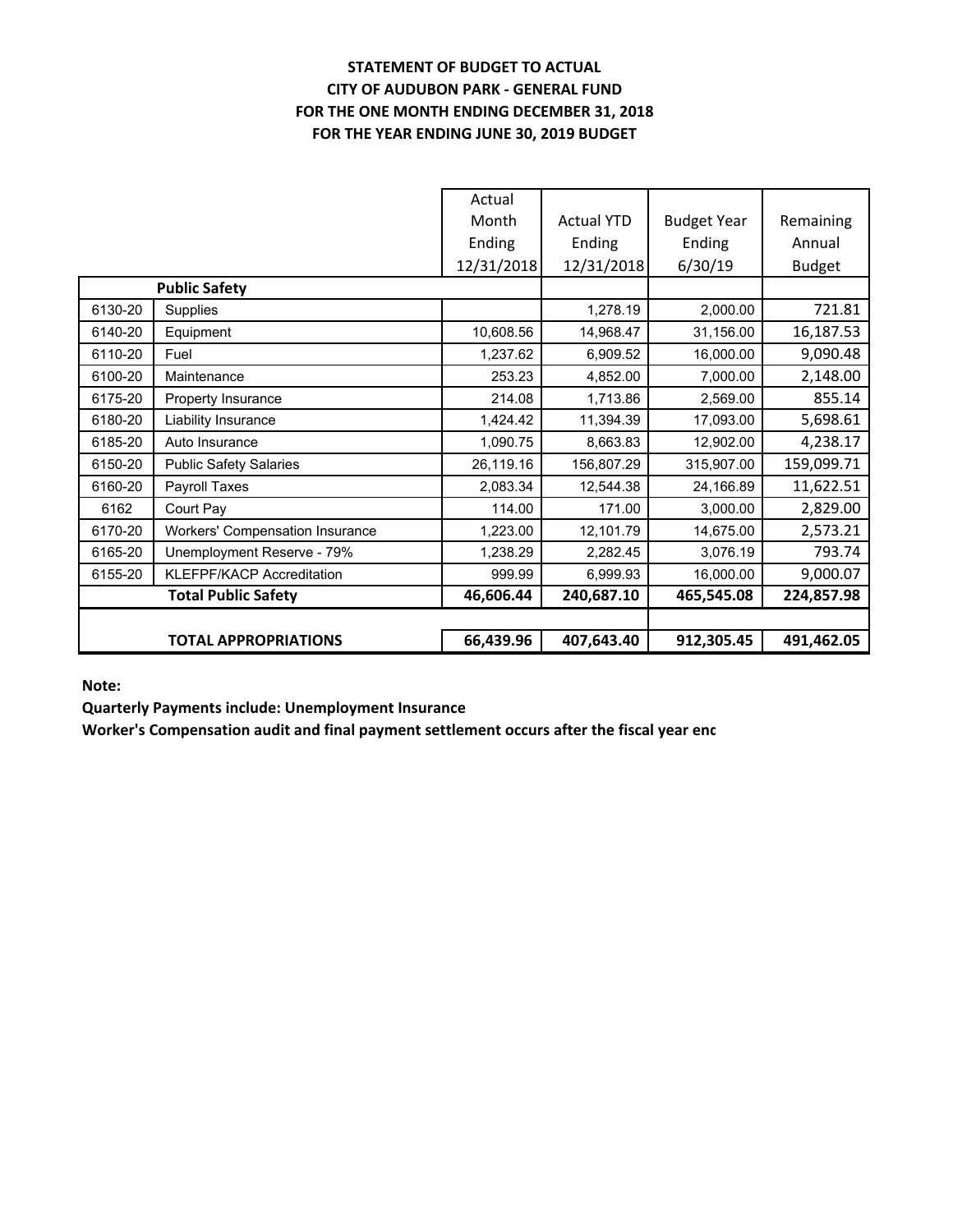**STATEMENT OF BUDGET TO ACTUAL**
**CITY OF AUDUBON PARK - GENERAL FUND**
**FOR THE ONE MONTH ENDING DECEMBER 31, 2018**
**FOR THE YEAR ENDING JUNE 30, 2019 BUDGET**

| | | Actual Month Ending 12/31/2018 | Actual YTD Ending 12/31/2018 | Budget Year Ending 6/30/19 | Remaining Annual Budget |
|---|---|---|---|---|---|
| | **Public Safety** | | | | |
| 6130-20 | Supplies | | 1,278.19 | 2,000.00 | 721.81 |
| 6140-20 | Equipment | 10,608.56 | 14,968.47 | 31,156.00 | 16,187.53 |
| 6110-20 | Fuel | 1,237.62 | 6,909.52 | 16,000.00 | 9,090.48 |
| 6100-20 | Maintenance | 253.23 | 4,852.00 | 7,000.00 | 2,148.00 |
| 6175-20 | Property Insurance | 214.08 | 1,713.86 | 2,569.00 | 855.14 |
| 6180-20 | Liability Insurance | 1,424.42 | 11,394.39 | 17,093.00 | 5,698.61 |
| 6185-20 | Auto Insurance | 1,090.75 | 8,663.83 | 12,902.00 | 4,238.17 |
| 6150-20 | Public Safety Salaries | 26,119.16 | 156,807.29 | 315,907.00 | 159,099.71 |
| 6160-20 | Payroll Taxes | 2,083.34 | 12,544.38 | 24,166.89 | 11,622.51 |
| 6162 | Court Pay | 114.00 | 171.00 | 3,000.00 | 2,829.00 |
| 6170-20 | Workers' Compensation Insurance | 1,223.00 | 12,101.79 | 14,675.00 | 2,573.21 |
| 6165-20 | Unemployment Reserve - 79% | 1,238.29 | 2,282.45 | 3,076.19 | 793.74 |
| 6155-20 | KLEFPF/KACP Accreditation | 999.99 | 6,999.93 | 16,000.00 | 9,000.07 |
| | **Total Public Safety** | **46,606.44** | **240,687.10** | **465,545.08** | **224,857.98** |
| | | | | | |
| | **TOTAL APPROPRIATIONS** | **66,439.96** | **407,643.40** | **912,305.45** | **491,462.05** |

**Note:**

**Quarterly Payments include: Unemployment Insurance**

**Worker's Compensation audit and final payment settlement occurs after the fiscal year enc**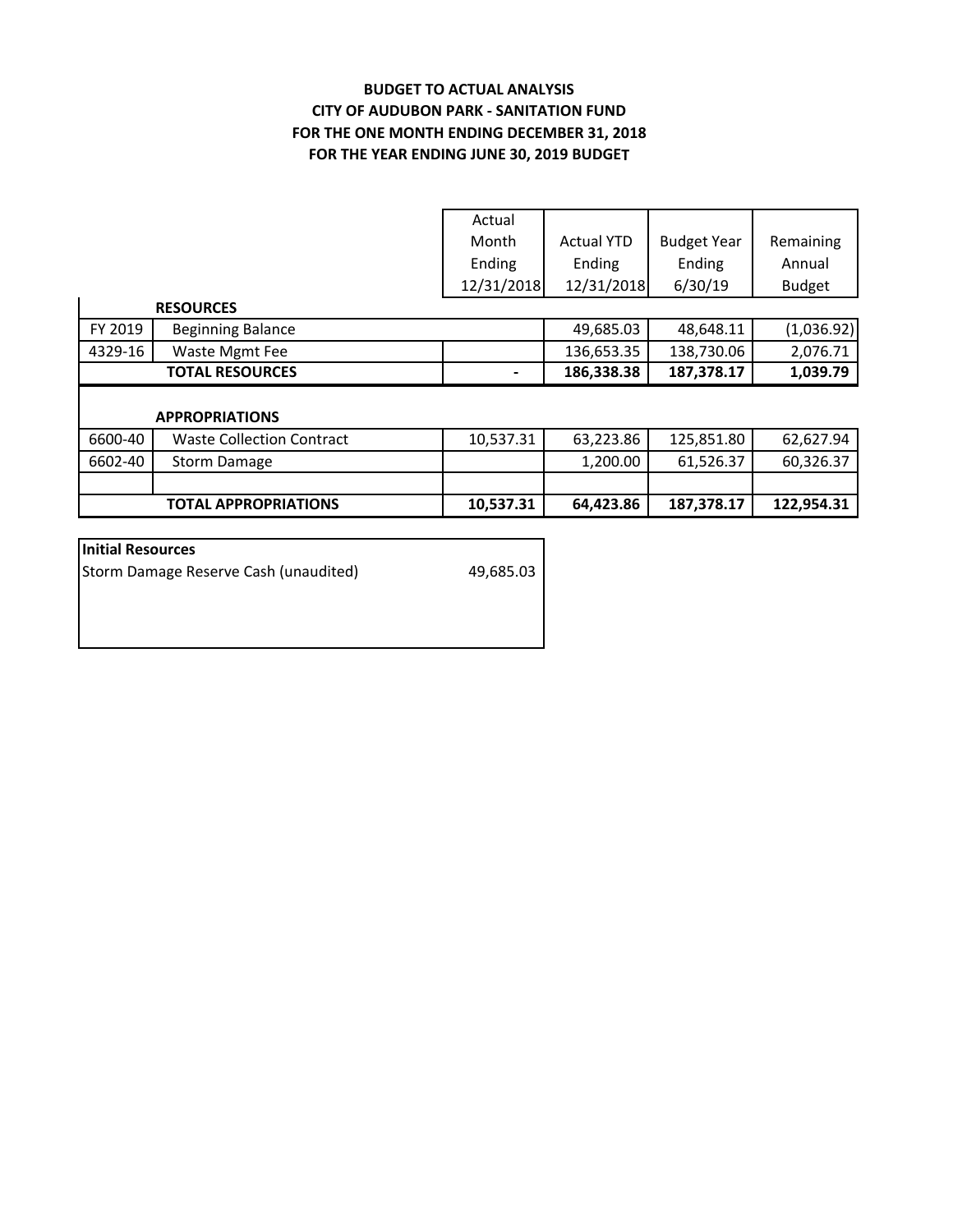**BUDGET TO ACTUAL ANALYSIS**
**CITY OF AUDUBON PARK - SANITATION FUND**
**FOR THE ONE MONTH ENDING DECEMBER 31, 2018**
**FOR THE YEAR ENDING JUNE 30, 2019 BUDGET**

| | | Actual Month Ending 12/31/2018 | Actual YTD Ending 12/31/2018 | Budget Year Ending 6/30/19 | Remaining Annual Budget |
|---|---|---|---|---|---|
| | **RESOURCES** | | | | |
| FY 2019 | Beginning Balance | | 49,685.03 | 48,648.11 | (1,036.92) |
| 4329-16 | Waste Mgmt Fee | | 136,653.35 | 138,730.06 | 2,076.71 |
| | **TOTAL RESOURCES** | **-** | **186,338.38** | **187,378.17** | **1,039.79** |
| | | | | | |
| | **APPROPRIATIONS** | | | | |
| 6600-40 | Waste Collection Contract | 10,537.31 | 63,223.86 | 125,851.80 | 62,627.94 |
| 6602-40 | Storm Damage | | 1,200.00 | 61,526.37 | 60,326.37 |
| | | | | | |
| | **TOTAL APPROPRIATIONS** | **10,537.31** | **64,423.86** | **187,378.17** | **122,954.31** |

| **Initial Resources** | |
|---|---|
| Storm Damage Reserve Cash (unaudited) | 49,685.03 |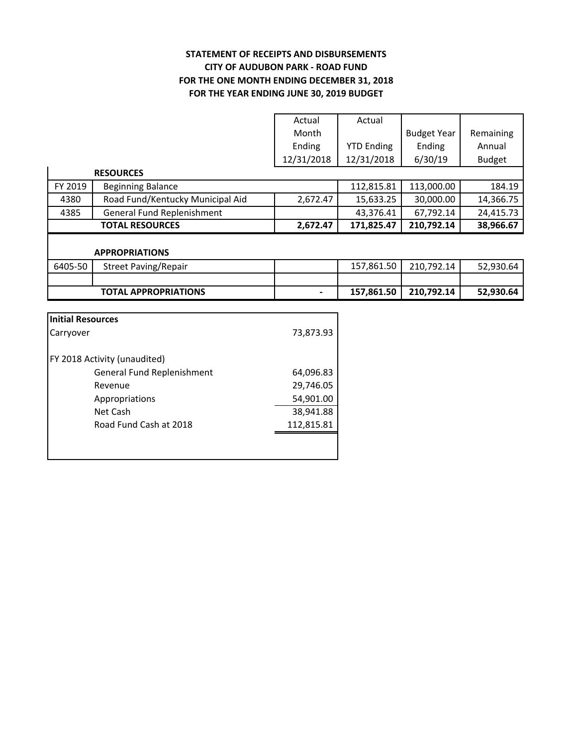**STATEMENT OF RECEIPTS AND DISBURSEMENTS**
**CITY OF AUDUBON PARK - ROAD FUND**
**FOR THE ONE MONTH ENDING DECEMBER 31, 2018**
**FOR THE YEAR ENDING JUNE 30, 2019 BUDGET**

| | | Actual Month Ending 12/31/2018 | Actual YTD Ending 12/31/2018 | Budget Year Ending 6/30/19 | Remaining Annual Budget |
|---|---|---|---|---|---|
| | **RESOURCES** | | | | |
| FY 2019 | Beginning Balance | | 112,815.81 | 113,000.00 | 184.19 |
| 4380 | Road Fund/Kentucky Municipal Aid | 2,672.47 | 15,633.25 | 30,000.00 | 14,366.75 |
| 4385 | General Fund Replenishment | | 43,376.41 | 67,792.14 | 24,415.73 |
| | **TOTAL RESOURCES** | **2,672.47** | **171,825.47** | **210,792.14** | **38,966.67** |
| | **APPROPRIATIONS** | | | | |
| 6405-50 | Street Paving/Repair | | 157,861.50 | 210,792.14 | 52,930.64 |
| | **TOTAL APPROPRIATIONS** | **-** | **157,861.50** | **210,792.14** | **52,930.64** |

| | |
|---|---|
| **Initial Resources** | |
| Carryover | 73,873.93 |
| FY 2018 Activity (unaudited) | |
| General Fund Replenishment | 64,096.83 |
| Revenue | 29,746.05 |
| Appropriations | 54,901.00 |
| Net Cash | 38,941.88 |
| Road Fund Cash at 2018 | 112,815.81 |